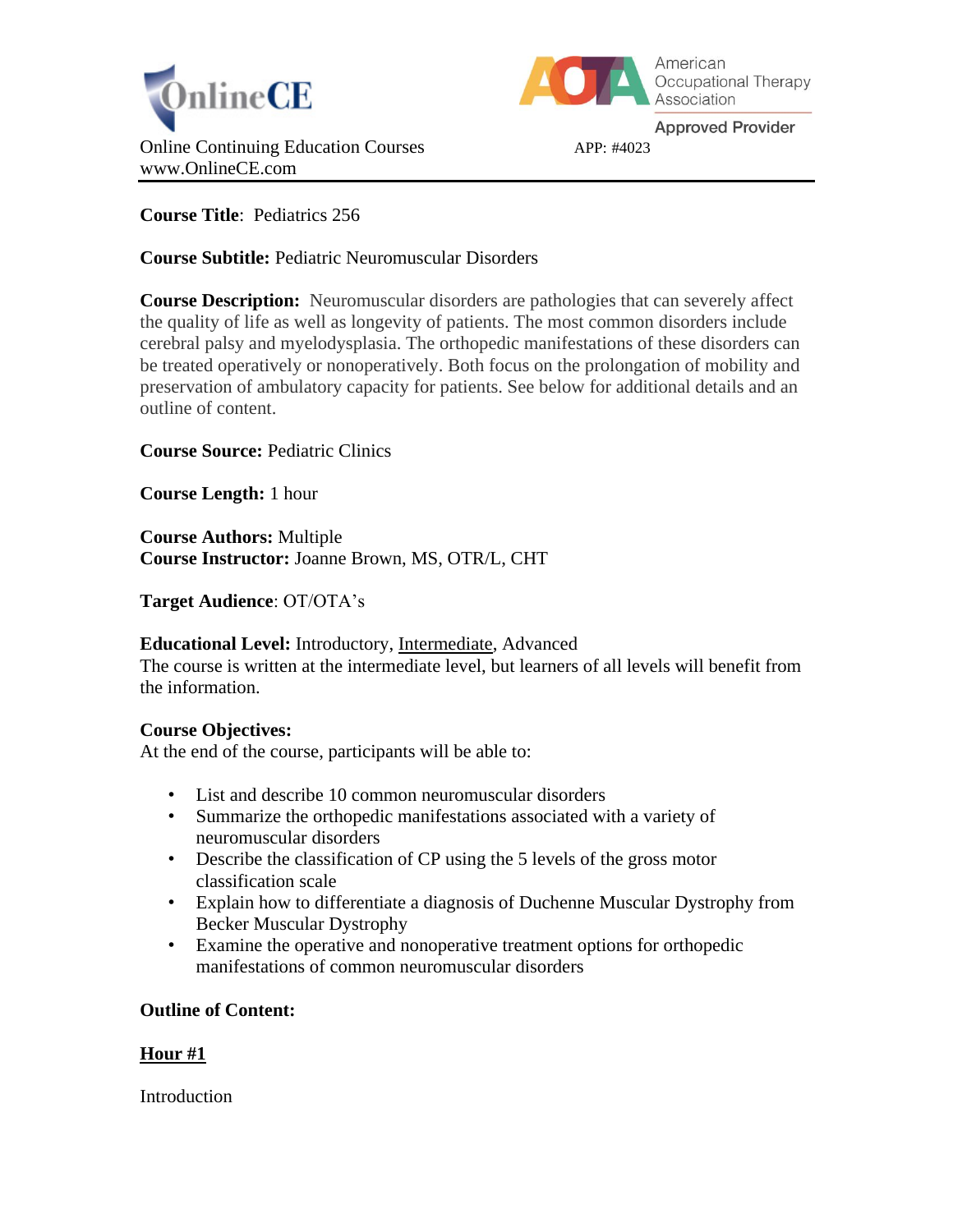OnlineCE

American Occupational Therapy Association
Approved Provider

Online Continuing Education Courses
www.OnlineCE.com

APP: #4023

**Course Title**: Pediatrics 256

**Course Subtitle:** Pediatric Neuromuscular Disorders

**Course Description:** Neuromuscular disorders are pathologies that can severely affect the quality of life as well as longevity of patients. The most common disorders include cerebral palsy and myelodysplasia. The orthopedic manifestations of these disorders can be treated operatively or nonoperatively. Both focus on the prolongation of mobility and preservation of ambulatory capacity for patients. See below for additional details and an outline of content.

**Course Source:** Pediatric Clinics

**Course Length:** 1 hour

**Course Authors:** Multiple
**Course Instructor:** Joanne Brown, MS, OTR/L, CHT

**Target Audience**: OT/OTA's

**Educational Level:** Introductory, <u>Intermediate</u>, Advanced
The course is written at the intermediate level, but learners of all levels will benefit from the information.

**Course Objectives:**
At the end of the course, participants will be able to:

- List and describe 10 common neuromuscular disorders
- Summarize the orthopedic manifestations associated with a variety of neuromuscular disorders
- Describe the classification of CP using the 5 levels of the gross motor classification scale
- Explain how to differentiate a diagnosis of Duchenne Muscular Dystrophy from Becker Muscular Dystrophy
- Examine the operative and nonoperative treatment options for orthopedic manifestations of common neuromuscular disorders

**Outline of Content:**

**<u>Hour #1</u>**

Introduction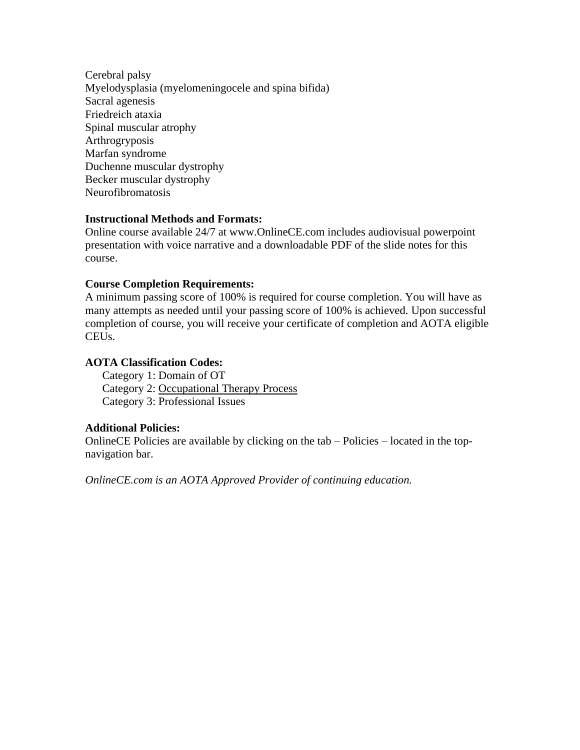Cerebral palsy
Myelodysplasia (myelomeningocele and spina bifida)
Sacral agenesis
Friedreich ataxia
Spinal muscular atrophy
Arthrogryposis
Marfan syndrome
Duchenne muscular dystrophy
Becker muscular dystrophy
Neurofibromatosis

**Instructional Methods and Formats:**
Online course available 24/7 at www.OnlineCE.com includes audiovisual powerpoint presentation with voice narrative and a downloadable PDF of the slide notes for this course.

**Course Completion Requirements:**
A minimum passing score of 100% is required for course completion. You will have as many attempts as needed until your passing score of 100% is achieved. Upon successful completion of course, you will receive your certificate of completion and AOTA eligible CEUs.

**AOTA Classification Codes:**

Category 1: Domain of OT
Category 2: Occupational Therapy Process
Category 3: Professional Issues

**Additional Policies:**
OnlineCE Policies are available by clicking on the tab – Policies – located in the top-navigation bar.

*OnlineCE.com is an AOTA Approved Provider of continuing education.*